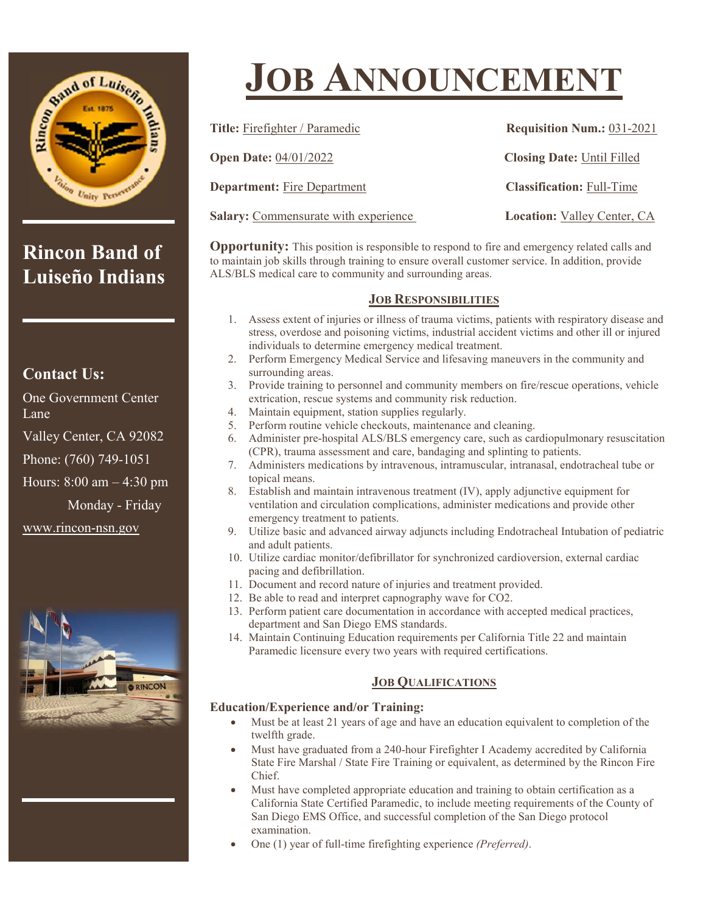# JOB ANNOUNCEMENT

**Title:** Firefighter / Paramedic

**Requisition Num.:** 031-2021

**Open Date:** 04/01/2022

**Closing Date:** Until Filled

**Department:** Fire Department

**Classification:** Full-Time

**Salary:** Commensurate with experience

**Location:** Valley Center, CA

**Opportunity:** This position is responsible to respond to fire and emergency related calls and to maintain job skills through training to ensure overall customer service. In addition, provide ALS/BLS medical care to community and surrounding areas.

## JOB RESPONSIBILITIES

1. Assess extent of injuries or illness of trauma victims, patients with respiratory disease and stress, overdose and poisoning victims, industrial accident victims and other ill or injured individuals to determine emergency medical treatment.
2. Perform Emergency Medical Service and lifesaving maneuvers in the community and surrounding areas.
3. Provide training to personnel and community members on fire/rescue operations, vehicle extrication, rescue systems and community risk reduction.
4. Maintain equipment, station supplies regularly.
5. Perform routine vehicle checkouts, maintenance and cleaning.
6. Administer pre-hospital ALS/BLS emergency care, such as cardiopulmonary resuscitation (CPR), trauma assessment and care, bandaging and splinting to patients.
7. Administers medications by intravenous, intramuscular, intranasal, endotracheal tube or topical means.
8. Establish and maintain intravenous treatment (IV), apply adjunctive equipment for ventilation and circulation complications, administer medications and provide other emergency treatment to patients.
9. Utilize basic and advanced airway adjuncts including Endotracheal Intubation of pediatric and adult patients.
10. Utilize cardiac monitor/defibrillator for synchronized cardioversion, external cardiac pacing and defibrillation.
11. Document and record nature of injuries and treatment provided.
12. Be able to read and interpret capnography wave for CO2.
13. Perform patient care documentation in accordance with accepted medical practices, department and San Diego EMS standards.
14. Maintain Continuing Education requirements per California Title 22 and maintain Paramedic licensure every two years with required certifications.

## JOB QUALIFICATIONS

**Education/Experience and/or Training:**

- Must be at least 21 years of age and have an education equivalent to completion of the twelfth grade.
- Must have graduated from a 240-hour Firefighter I Academy accredited by California State Fire Marshal / State Fire Training or equivalent, as determined by the Rincon Fire Chief.
- Must have completed appropriate education and training to obtain certification as a California State Certified Paramedic, to include meeting requirements of the County of San Diego EMS Office, and successful completion of the San Diego protocol examination.
- One (1) year of full-time firefighting experience *(Preferred)*.

## Rincon Band of Luiseño Indians

**Contact Us:**

One Government Center Lane

Valley Center, CA 92082

Phone: (760) 749-1051

Hours: 8:00 am – 4:30 pm

Monday - Friday

www.rincon-nsn.gov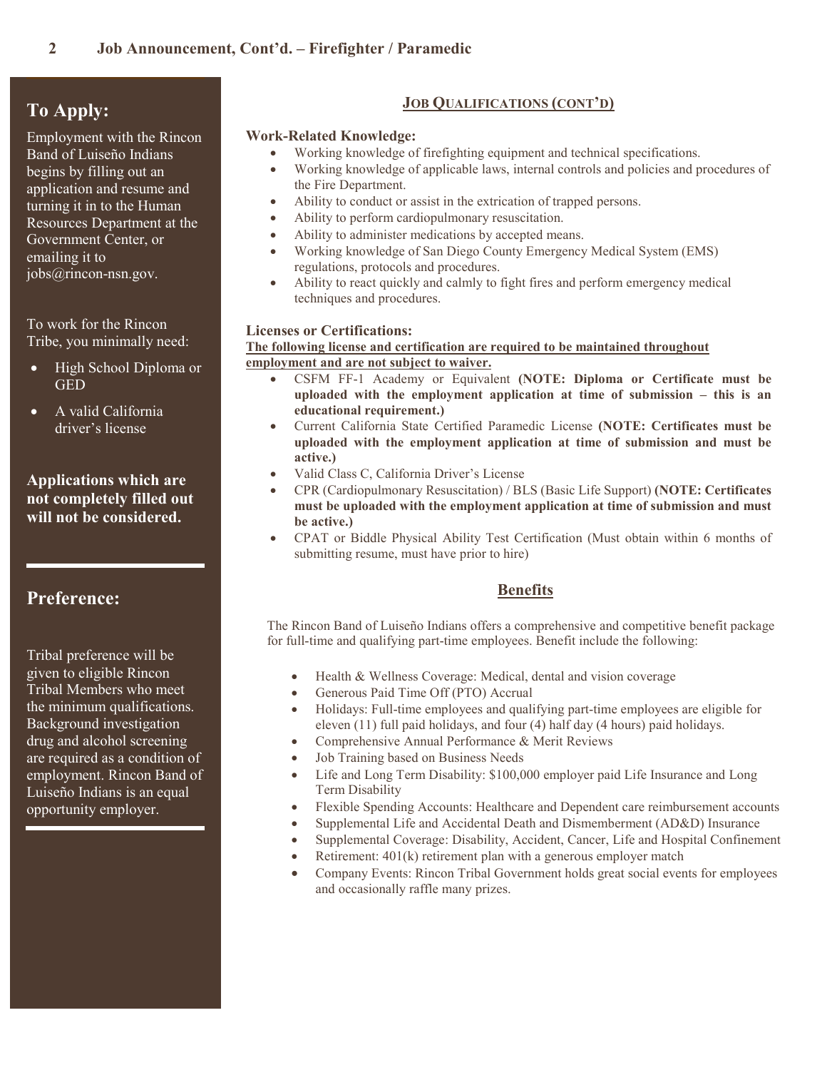## To Apply:

Employment with the Rincon Band of Luiseño Indians begins by filling out an application and resume and turning it in to the Human Resources Department at the Government Center, or emailing it to jobs@rincon-nsn.gov.

To work for the Rincon Tribe, you minimally need:

- High School Diploma or GED
- A valid California driver's license

**Applications which are not completely filled out will not be considered.**

## Preference:

Tribal preference will be given to eligible Rincon Tribal Members who meet the minimum qualifications. Background investigation drug and alcohol screening are required as a condition of employment. Rincon Band of Luiseño Indians is an equal opportunity employer.

## JOB QUALIFICATIONS (CONT'D)

**Work-Related Knowledge:**

- Working knowledge of firefighting equipment and technical specifications.
- Working knowledge of applicable laws, internal controls and policies and procedures of the Fire Department.
- Ability to conduct or assist in the extrication of trapped persons.
- Ability to perform cardiopulmonary resuscitation.
- Ability to administer medications by accepted means.
- Working knowledge of San Diego County Emergency Medical System (EMS) regulations, protocols and procedures.
- Ability to react quickly and calmly to fight fires and perform emergency medical techniques and procedures.

**Licenses or Certifications:**

**The following license and certification are required to be maintained throughout employment and are not subject to waiver.**

- CSFM FF-1 Academy or Equivalent **(NOTE: Diploma or Certificate must be uploaded with the employment application at time of submission – this is an educational requirement.)**
- Current California State Certified Paramedic License **(NOTE: Certificates must be uploaded with the employment application at time of submission and must be active.)**
- Valid Class C, California Driver's License
- CPR (Cardiopulmonary Resuscitation) / BLS (Basic Life Support) **(NOTE: Certificates must be uploaded with the employment application at time of submission and must be active.)**
- CPAT or Biddle Physical Ability Test Certification (Must obtain within 6 months of submitting resume, must have prior to hire)

## Benefits

The Rincon Band of Luiseño Indians offers a comprehensive and competitive benefit package for full-time and qualifying part-time employees. Benefit include the following:

- Health & Wellness Coverage: Medical, dental and vision coverage
- Generous Paid Time Off (PTO) Accrual
- Holidays: Full-time employees and qualifying part-time employees are eligible for eleven (11) full paid holidays, and four (4) half day (4 hours) paid holidays.
- Comprehensive Annual Performance & Merit Reviews
- Job Training based on Business Needs
- Life and Long Term Disability: $100,000 employer paid Life Insurance and Long Term Disability
- Flexible Spending Accounts: Healthcare and Dependent care reimbursement accounts
- Supplemental Life and Accidental Death and Dismemberment (AD&D) Insurance
- Supplemental Coverage: Disability, Accident, Cancer, Life and Hospital Confinement
- Retirement: 401(k) retirement plan with a generous employer match
- Company Events: Rincon Tribal Government holds great social events for employees and occasionally raffle many prizes.